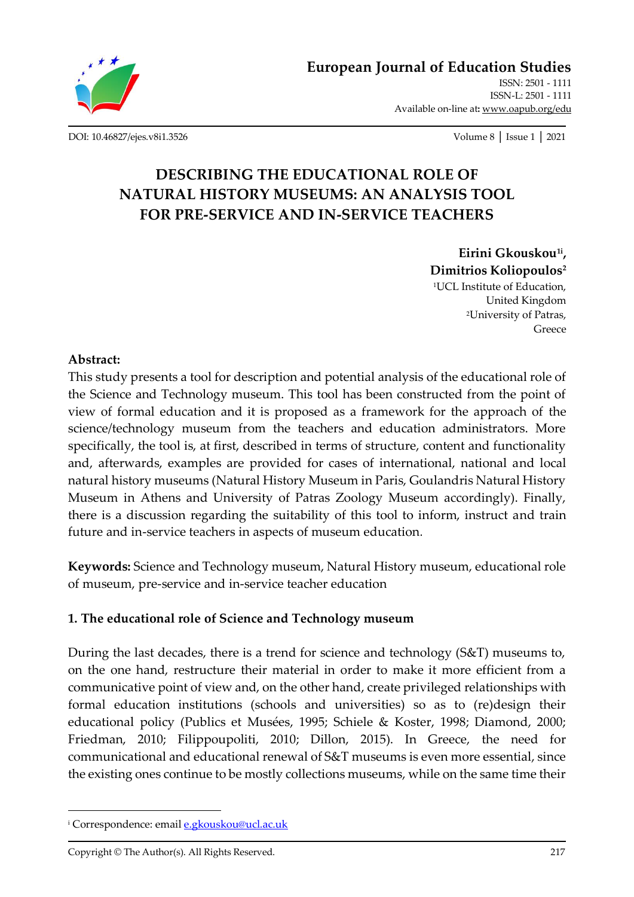# DESCRIBING THE EDUCATIONAL ROLE OF NATURAL HISTORY MUSEUMS: AN ANALYSIS TOOL FOR PRE-SERVICE AND IN-SERVICE TEACHERS

**Eirini Gkouskou[1i], Dimitrios Koliopoulos[2]**

[1]UCL Institute of Education, United Kingdom
[2]University of Patras, Greece

**Abstract:**
This study presents a tool for description and potential analysis of the educational role of the Science and Technology museum. This tool has been constructed from the point of view of formal education and it is proposed as a framework for the approach of the science/technology museum from the teachers and education administrators. More specifically, the tool is, at first, described in terms of structure, content and functionality and, afterwards, examples are provided for cases of international, national and local natural history museums (Natural History Museum in Paris, Goulandris Natural History Museum in Athens and University of Patras Zoology Museum accordingly). Finally, there is a discussion regarding the suitability of this tool to inform, instruct and train future and in-service teachers in aspects of museum education.

**Keywords:** Science and Technology museum, Natural History museum, educational role of museum, pre-service and in-service teacher education

## 1. The educational role of Science and Technology museum

During the last decades, there is a trend for science and technology (S&T) museums to, on the one hand, restructure their material in order to make it more efficient from a communicative point of view and, on the other hand, create privileged relationships with formal education institutions (schools and universities) so as to (re)design their educational policy (Publics et Musées, 1995; Schiele & Koster, 1998; Diamond, 2000; Friedman, 2010; Filippoupoliti, 2010; Dillon, 2015). In Greece, the need for communicational and educational renewal of S&T museums is even more essential, since the existing ones continue to be mostly collections museums, while on the same time their

---
[i] Correspondence: email e.gkouskou@ucl.ac.uk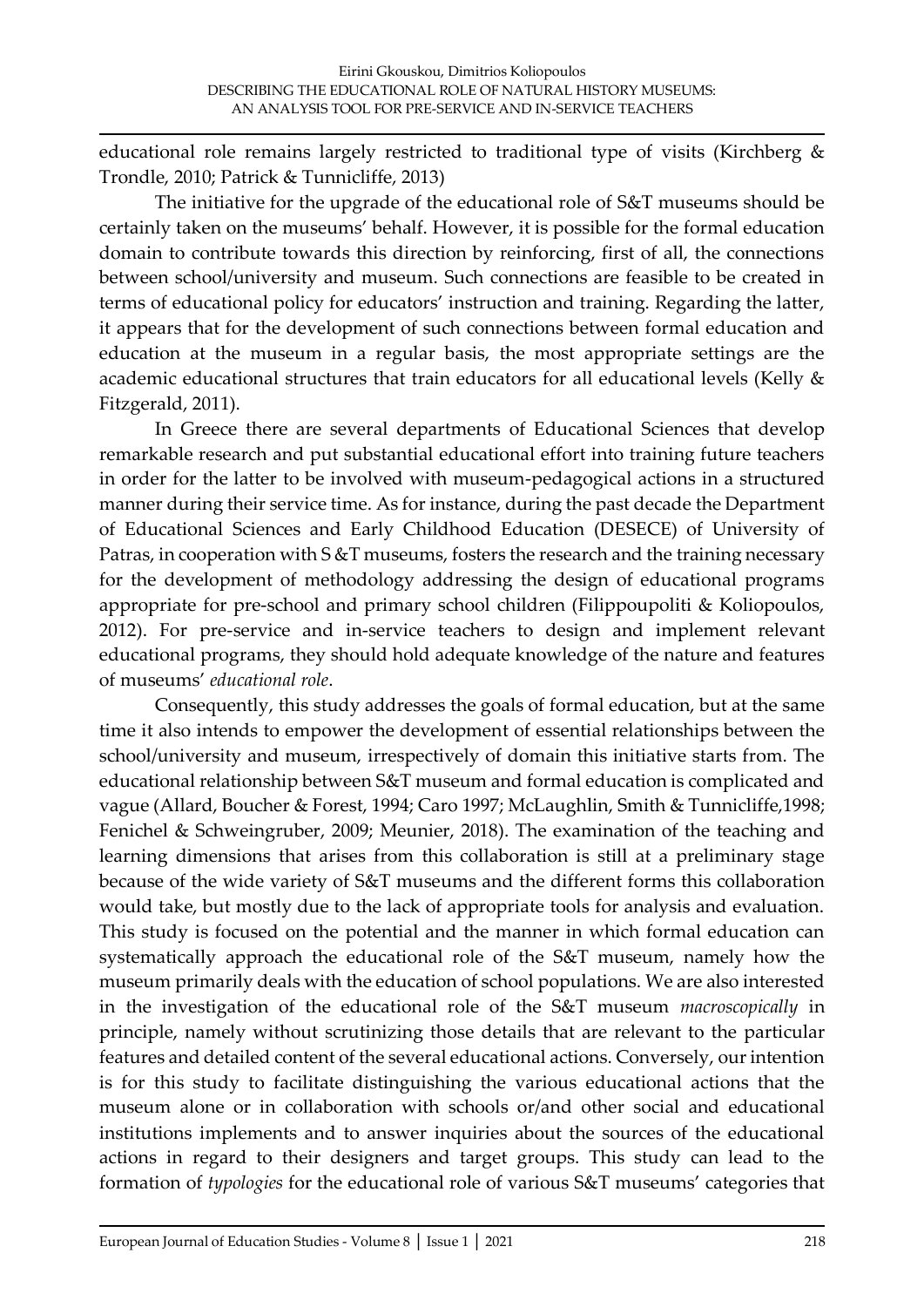educational role remains largely restricted to traditional type of visits (Kirchberg & Trondle, 2010; Patrick & Tunnicliffe, 2013)

The initiative for the upgrade of the educational role of S&T museums should be certainly taken on the museums' behalf. However, it is possible for the formal education domain to contribute towards this direction by reinforcing, first of all, the connections between school/university and museum. Such connections are feasible to be created in terms of educational policy for educators' instruction and training. Regarding the latter, it appears that for the development of such connections between formal education and education at the museum in a regular basis, the most appropriate settings are the academic educational structures that train educators for all educational levels (Kelly & Fitzgerald, 2011).

In Greece there are several departments of Educational Sciences that develop remarkable research and put substantial educational effort into training future teachers in order for the latter to be involved with museum-pedagogical actions in a structured manner during their service time. As for instance, during the past decade the Department of Educational Sciences and Early Childhood Education (DESECE) of University of Patras, in cooperation with S &T museums, fosters the research and the training necessary for the development of methodology addressing the design of educational programs appropriate for pre-school and primary school children (Filippoupoliti & Koliopoulos, 2012). For pre-service and in-service teachers to design and implement relevant educational programs, they should hold adequate knowledge of the nature and features of museums' *educational role*.

Consequently, this study addresses the goals of formal education, but at the same time it also intends to empower the development of essential relationships between the school/university and museum, irrespectively of domain this initiative starts from. The educational relationship between S&T museum and formal education is complicated and vague (Allard, Boucher & Forest, 1994; Caro 1997; McLaughlin, Smith & Tunnicliffe,1998; Fenichel & Schweingruber, 2009; Meunier, 2018). The examination of the teaching and learning dimensions that arises from this collaboration is still at a preliminary stage because of the wide variety of S&T museums and the different forms this collaboration would take, but mostly due to the lack of appropriate tools for analysis and evaluation. This study is focused on the potential and the manner in which formal education can systematically approach the educational role of the S&T museum, namely how the museum primarily deals with the education of school populations. We are also interested in the investigation of the educational role of the S&T museum *macroscopically* in principle, namely without scrutinizing those details that are relevant to the particular features and detailed content of the several educational actions. Conversely, our intention is for this study to facilitate distinguishing the various educational actions that the museum alone or in collaboration with schools or/and other social and educational institutions implements and to answer inquiries about the sources of the educational actions in regard to their designers and target groups. This study can lead to the formation of *typologies* for the educational role of various S&T museums' categories that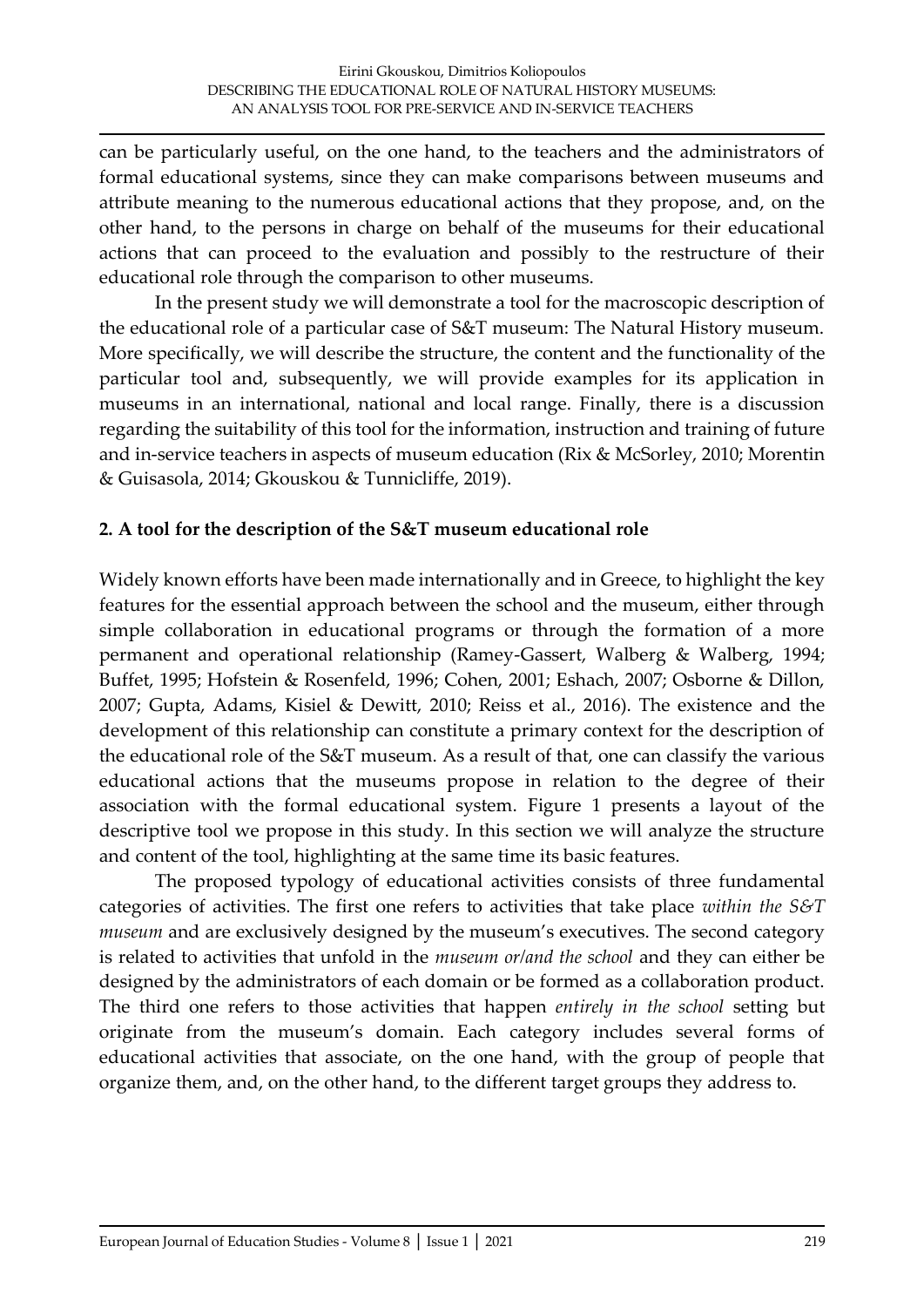can be particularly useful, on the one hand, to the teachers and the administrators of formal educational systems, since they can make comparisons between museums and attribute meaning to the numerous educational actions that they propose, and, on the other hand, to the persons in charge on behalf of the museums for their educational actions that can proceed to the evaluation and possibly to the restructure of their educational role through the comparison to other museums.

In the present study we will demonstrate a tool for the macroscopic description of the educational role of a particular case of S&T museum: The Natural History museum. More specifically, we will describe the structure, the content and the functionality of the particular tool and, subsequently, we will provide examples for its application in museums in an international, national and local range. Finally, there is a discussion regarding the suitability of this tool for the information, instruction and training of future and in-service teachers in aspects of museum education (Rix & McSorley, 2010; Morentin & Guisasola, 2014; Gkouskou & Tunnicliffe, 2019).

## 2. A tool for the description of the S&T museum educational role

Widely known efforts have been made internationally and in Greece, to highlight the key features for the essential approach between the school and the museum, either through simple collaboration in educational programs or through the formation of a more permanent and operational relationship (Ramey-Gassert, Walberg & Walberg, 1994; Buffet, 1995; Hofstein & Rosenfeld, 1996; Cohen, 2001; Eshach, 2007; Osborne & Dillon, 2007; Gupta, Adams, Kisiel & Dewitt, 2010; Reiss et al., 2016). The existence and the development of this relationship can constitute a primary context for the description of the educational role of the S&T museum. As a result of that, one can classify the various educational actions that the museums propose in relation to the degree of their association with the formal educational system. Figure 1 presents a layout of the descriptive tool we propose in this study. In this section we will analyze the structure and content of the tool, highlighting at the same time its basic features.

The proposed typology of educational activities consists of three fundamental categories of activities. The first one refers to activities that take place *within the S&T museum* and are exclusively designed by the museum's executives. The second category is related to activities that unfold in the *museum or/and the school* and they can either be designed by the administrators of each domain or be formed as a collaboration product. The third one refers to those activities that happen *entirely in the school* setting but originate from the museum's domain. Each category includes several forms of educational activities that associate, on the one hand, with the group of people that organize them, and, on the other hand, to the different target groups they address to.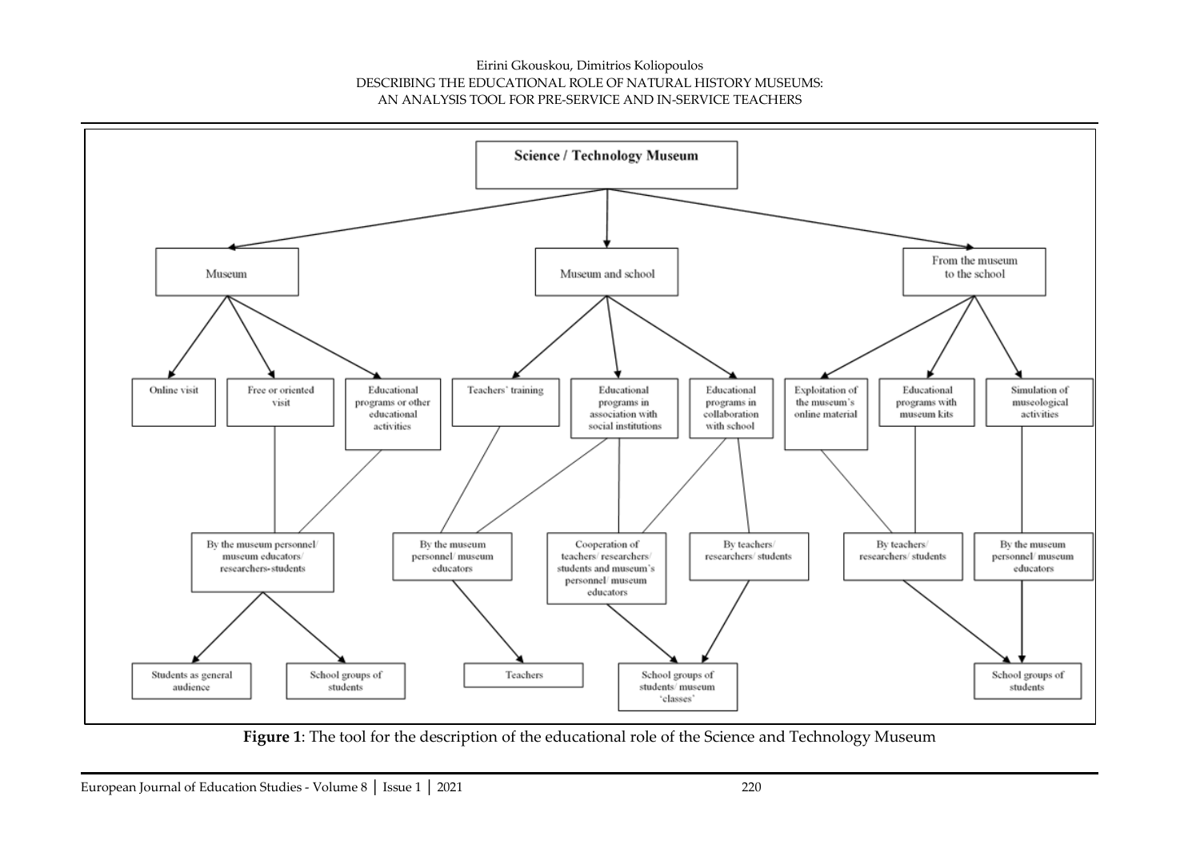**Science / Technology Museum**

- Museum
  - Online visit
  - Free or oriented visit
  - Educational programs or other educational activities
    - By the museum personnel/ museum educators/ researchers-students
      - Students as general audience
      - School groups of students
- Museum and school
  - Teachers' training
  - Educational programs in association with social institutions
  - Educational programs in collaboration with school
    - By the museum personnel/ museum educators
      - Teachers
    - Cooperation of teachers/ researchers/ students and museum's personnel/ museum educators
    - By teachers/ researchers/ students
      - School groups of students/ museum 'classes'
- From the museum to the school
  - Exploitation of the museum's online material
  - Educational programs with museum kits
  - Simulation of museological activities
    - By teachers/ researchers/ students
    - By the museum personnel/ museum educators
      - School groups of students

**Figure 1**: The tool for the description of the educational role of the Science and Technology Museum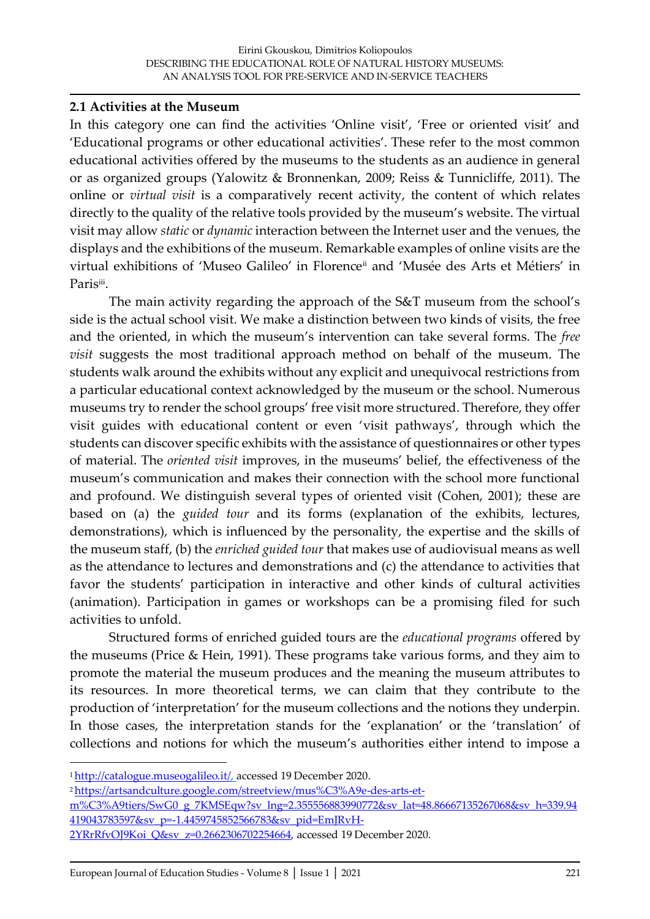### 2.1 Activities at the Museum

In this category one can find the activities 'Online visit', 'Free or oriented visit' and 'Educational programs or other educational activities'. These refer to the most common educational activities offered by the museums to the students as an audience in general or as organized groups (Yalowitz & Bronnenkan, 2009; Reiss & Tunnicliffe, 2011). The online or *virtual visit* is a comparatively recent activity, the content of which relates directly to the quality of the relative tools provided by the museum's website. The virtual visit may allow *static* or *dynamic* interaction between the Internet user and the venues, the displays and the exhibitions of the museum. Remarkable examples of online visits are the virtual exhibitions of 'Museo Galileo' in Florence[ii] and 'Musée des Arts et Métiers' in Paris[iii].

The main activity regarding the approach of the S&T museum from the school's side is the actual school visit. We make a distinction between two kinds of visits, the free and the oriented, in which the museum's intervention can take several forms. The *free visit* suggests the most traditional approach method on behalf of the museum. The students walk around the exhibits without any explicit and unequivocal restrictions from a particular educational context acknowledged by the museum or the school. Numerous museums try to render the school groups' free visit more structured. Therefore, they offer visit guides with educational content or even 'visit pathways', through which the students can discover specific exhibits with the assistance of questionnaires or other types of material. The *oriented visit* improves, in the museums' belief, the effectiveness of the museum's communication and makes their connection with the school more functional and profound. We distinguish several types of oriented visit (Cohen, 2001); these are based on (a) the *guided tour* and its forms (explanation of the exhibits, lectures, demonstrations), which is influenced by the personality, the expertise and the skills of the museum staff, (b) the *enriched guided tour* that makes use of audiovisual means as well as the attendance to lectures and demonstrations and (c) the attendance to activities that favor the students' participation in interactive and other kinds of cultural activities (animation). Participation in games or workshops can be a promising filed for such activities to unfold.

Structured forms of enriched guided tours are the *educational programs* offered by the museums (Price & Hein, 1991). These programs take various forms, and they aim to promote the material the museum produces and the meaning the museum attributes to its resources. In more theoretical terms, we can claim that they contribute to the production of 'interpretation' for the museum collections and the notions they underpin. In those cases, the interpretation stands for the 'explanation' or the 'translation' of collections and notions for which the museum's authorities either intend to impose a

---

[1] http://catalogue.museogalileo.it/, accessed 19 December 2020.

[2] https://artsandculture.google.com/streetview/mus%C3%A9e-des-arts-et-m%C3%A9tiers/SwG0_g_7KMSEqw?sv_lng=2.355556883990772&sv_lat=48.86667135267068&sv_h=339.94419043783597&sv_p=-1.4459745852566783&sv_pid=EmJRvH-2YRrRfvOJ9Koi_Q&sv_z=0.2662306702254664, accessed 19 December 2020.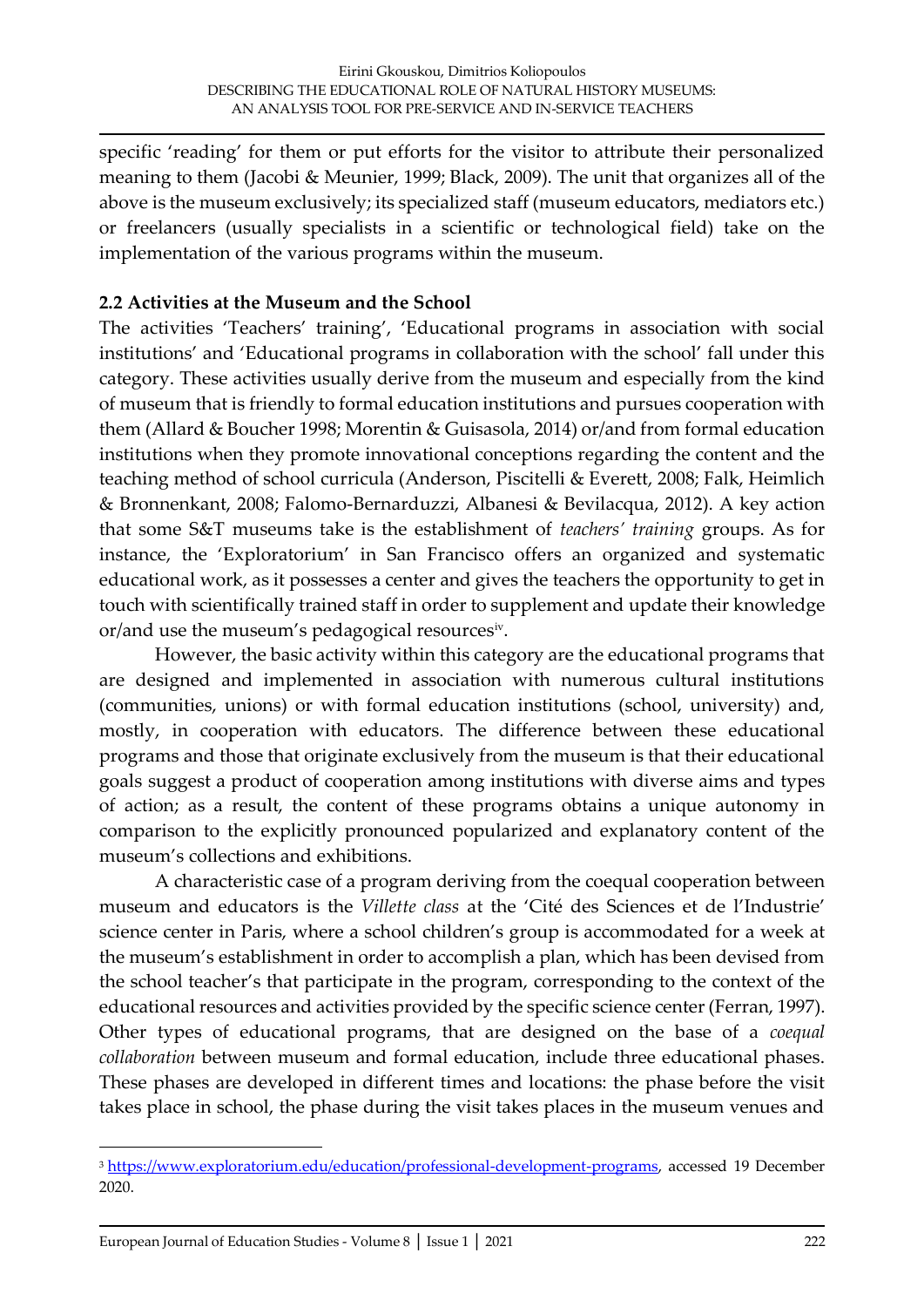specific 'reading' for them or put efforts for the visitor to attribute their personalized meaning to them (Jacobi & Meunier, 1999; Black, 2009). The unit that organizes all of the above is the museum exclusively; its specialized staff (museum educators, mediators etc.) or freelancers (usually specialists in a scientific or technological field) take on the implementation of the various programs within the museum.

### 2.2 Activities at the Museum and the School

The activities 'Teachers' training', 'Educational programs in association with social institutions' and 'Educational programs in collaboration with the school' fall under this category. These activities usually derive from the museum and especially from the kind of museum that is friendly to formal education institutions and pursues cooperation with them (Allard & Boucher 1998; Morentin & Guisasola, 2014) or/and from formal education institutions when they promote innovational conceptions regarding the content and the teaching method of school curricula (Anderson, Piscitelli & Everett, 2008; Falk, Heimlich & Bronnenkant, 2008; Falomo-Bernarduzzi, Albanesi & Bevilacqua, 2012). A key action that some S&T museums take is the establishment of *teachers' training* groups. As for instance, the 'Exploratorium' in San Francisco offers an organized and systematic educational work, as it possesses a center and gives the teachers the opportunity to get in touch with scientifically trained staff in order to supplement and update their knowledge or/and use the museum's pedagogical resources[iv].

However, the basic activity within this category are the educational programs that are designed and implemented in association with numerous cultural institutions (communities, unions) or with formal education institutions (school, university) and, mostly, in cooperation with educators. The difference between these educational programs and those that originate exclusively from the museum is that their educational goals suggest a product of cooperation among institutions with diverse aims and types of action; as a result, the content of these programs obtains a unique autonomy in comparison to the explicitly pronounced popularized and explanatory content of the museum's collections and exhibitions.

A characteristic case of a program deriving from the coequal cooperation between museum and educators is the *Villette class* at the 'Cité des Sciences et de l'Industrie' science center in Paris, where a school children's group is accommodated for a week at the museum's establishment in order to accomplish a plan, which has been devised from the school teacher's that participate in the program, corresponding to the context of the educational resources and activities provided by the specific science center (Ferran, 1997). Other types of educational programs, that are designed on the base of a *coequal collaboration* between museum and formal education, include three educational phases. These phases are developed in different times and locations: the phase before the visit takes place in school, the phase during the visit takes places in the museum venues and

---

[3] https://www.exploratorium.edu/education/professional-development-programs, accessed 19 December 2020.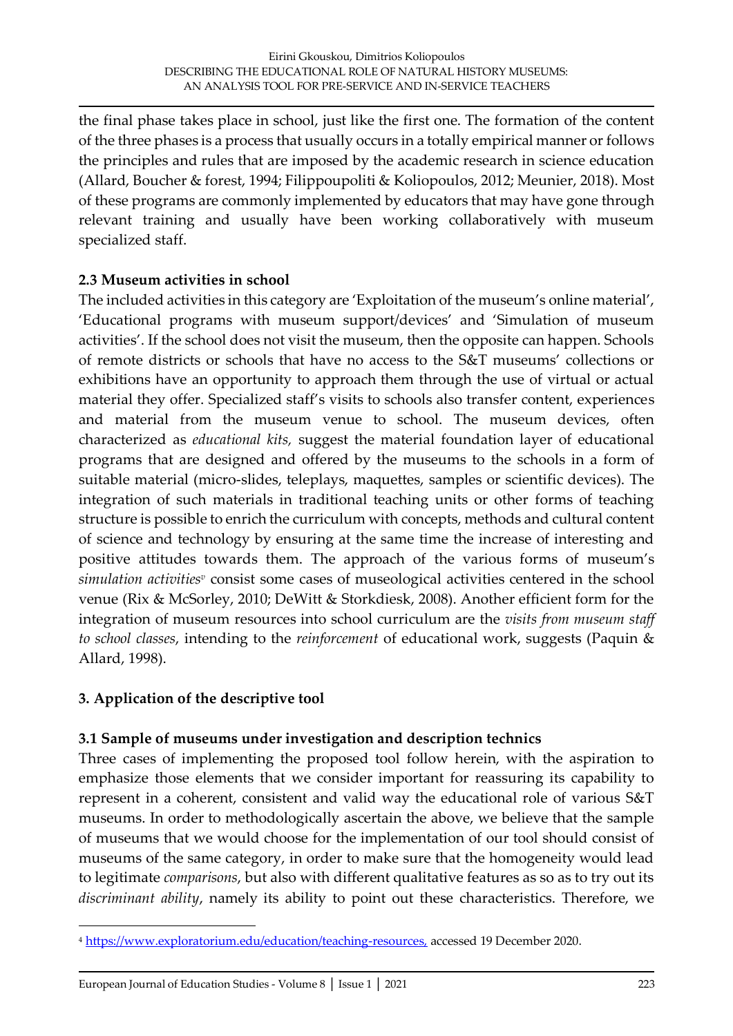the final phase takes place in school, just like the first one. The formation of the content of the three phases is a process that usually occurs in a totally empirical manner or follows the principles and rules that are imposed by the academic research in science education (Allard, Boucher & forest, 1994; Filippoupoliti & Koliopoulos, 2012; Meunier, 2018). Most of these programs are commonly implemented by educators that may have gone through relevant training and usually have been working collaboratively with museum specialized staff.

### 2.3 Museum activities in school

The included activities in this category are 'Exploitation of the museum's online material', 'Educational programs with museum support/devices' and 'Simulation of museum activities'. If the school does not visit the museum, then the opposite can happen. Schools of remote districts or schools that have no access to the S&T museums' collections or exhibitions have an opportunity to approach them through the use of virtual or actual material they offer. Specialized staff's visits to schools also transfer content, experiences and material from the museum venue to school. The museum devices, often characterized as *educational kits,* suggest the material foundation layer of educational programs that are designed and offered by the museums to the schools in a form of suitable material (micro-slides, teleplays, maquettes, samples or scientific devices). The integration of such materials in traditional teaching units or other forms of teaching structure is possible to enrich the curriculum with concepts, methods and cultural content of science and technology by ensuring at the same time the increase of interesting and positive attitudes towards them. The approach of the various forms of museum's *simulation activities*[v] consist some cases of museological activities centered in the school venue (Rix & McSorley, 2010; DeWitt & Storkdiesk, 2008). Another efficient form for the integration of museum resources into school curriculum are the *visits from museum staff to school classes*, intending to the *reinforcement* of educational work, suggests (Paquin & Allard, 1998).

## 3. Application of the descriptive tool

### 3.1 Sample of museums under investigation and description technics

Three cases of implementing the proposed tool follow herein, with the aspiration to emphasize those elements that we consider important for reassuring its capability to represent in a coherent, consistent and valid way the educational role of various S&T museums. In order to methodologically ascertain the above, we believe that the sample of museums that we would choose for the implementation of our tool should consist of museums of the same category, in order to make sure that the homogeneity would lead to legitimate *comparisons*, but also with different qualitative features as so as to try out its *discriminant ability*, namely its ability to point out these characteristics. Therefore, we

---

[4] https://www.exploratorium.edu/education/teaching-resources, accessed 19 December 2020.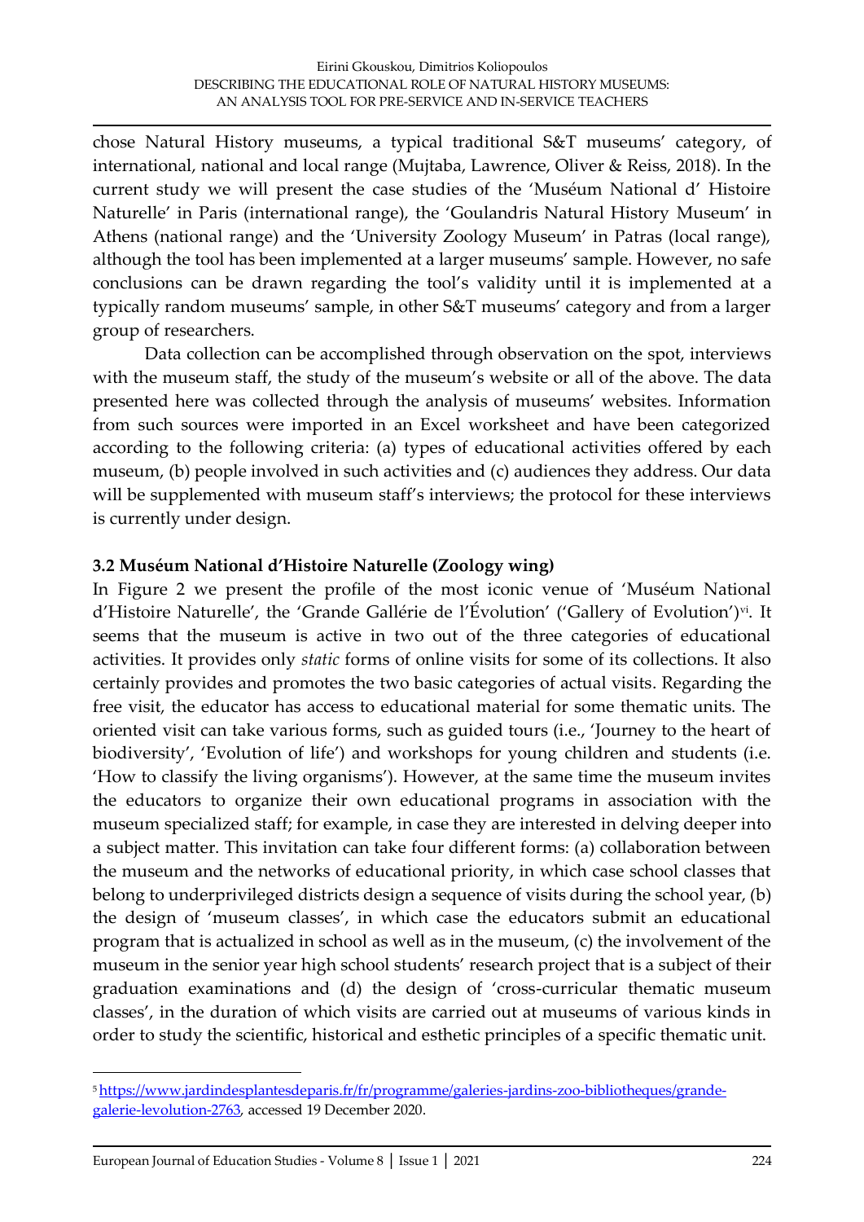chose Natural History museums, a typical traditional S&T museums' category, of international, national and local range (Mujtaba, Lawrence, Oliver & Reiss, 2018). In the current study we will present the case studies of the 'Muséum National d' Histoire Naturelle' in Paris (international range), the 'Goulandris Natural History Museum' in Athens (national range) and the 'University Zoology Museum' in Patras (local range), although the tool has been implemented at a larger museums' sample. However, no safe conclusions can be drawn regarding the tool's validity until it is implemented at a typically random museums' sample, in other S&T museums' category and from a larger group of researchers.

Data collection can be accomplished through observation on the spot, interviews with the museum staff, the study of the museum's website or all of the above. The data presented here was collected through the analysis of museums' websites. Information from such sources were imported in an Excel worksheet and have been categorized according to the following criteria: (a) types of educational activities offered by each museum, (b) people involved in such activities and (c) audiences they address. Our data will be supplemented with museum staff's interviews; the protocol for these interviews is currently under design.

### 3.2 Muséum National d'Histoire Naturelle (Zoology wing)

In Figure 2 we present the profile of the most iconic venue of 'Muséum National d'Histoire Naturelle', the 'Grande Gallérie de l'Évolution' ('Gallery of Evolution')[vi]. It seems that the museum is active in two out of the three categories of educational activities. It provides only *static* forms of online visits for some of its collections. It also certainly provides and promotes the two basic categories of actual visits. Regarding the free visit, the educator has access to educational material for some thematic units. The oriented visit can take various forms, such as guided tours (i.e., 'Journey to the heart of biodiversity', 'Evolution of life') and workshops for young children and students (i.e. 'How to classify the living organisms'). However, at the same time the museum invites the educators to organize their own educational programs in association with the museum specialized staff; for example, in case they are interested in delving deeper into a subject matter. This invitation can take four different forms: (a) collaboration between the museum and the networks of educational priority, in which case school classes that belong to underprivileged districts design a sequence of visits during the school year, (b) the design of 'museum classes', in which case the educators submit an educational program that is actualized in school as well as in the museum, (c) the involvement of the museum in the senior year high school students' research project that is a subject of their graduation examinations and (d) the design of 'cross-curricular thematic museum classes', in the duration of which visits are carried out at museums of various kinds in order to study the scientific, historical and esthetic principles of a specific thematic unit.

---

[5] https://www.jardindesplantesdeparis.fr/fr/programme/galeries-jardins-zoo-bibliotheques/grande-galerie-levolution-2763, accessed 19 December 2020.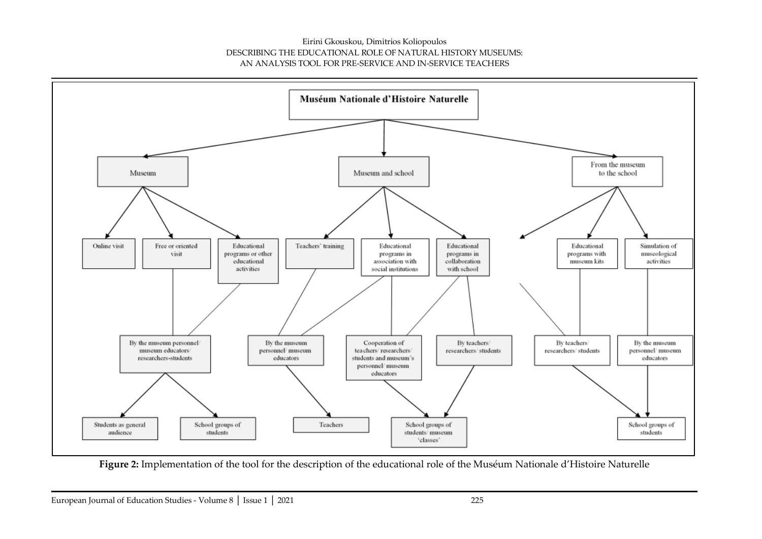**Muséum Nationale d'Histoire Naturelle**

- **Museum**
  - Online visit
  - Free or oriented visit
  - Educational programs or other educational activities
    - By the museum personnel/ museum educators/ researchers-students
      - Students as general audience
      - School groups of students
- **Museum and school**
  - Teachers' training
    - By the museum personnel/ museum educators
      - Teachers
  - Educational programs in association with social institutions
    - By the museum personnel/ museum educators
    - Cooperation of teachers/ researchers/ students and museum's personnel/ museum educators
      - School groups of students/ museum 'classes'
  - Educational programs in collaboration with school
    - Cooperation of teachers/ researchers/ students and museum's personnel/ museum educators
    - By teachers/ researchers/ students
      - School groups of students/ museum 'classes'
- **From the museum to the school**
  - Educational programs with museum kits
    - By teachers/ researchers/ students
      - School groups of students
  - Simulation of museological activities
    - By the museum personnel/ museum educators
      - School groups of students

**Figure 2:** Implementation of the tool for the description of the educational role of the Muséum Nationale d'Histoire Naturelle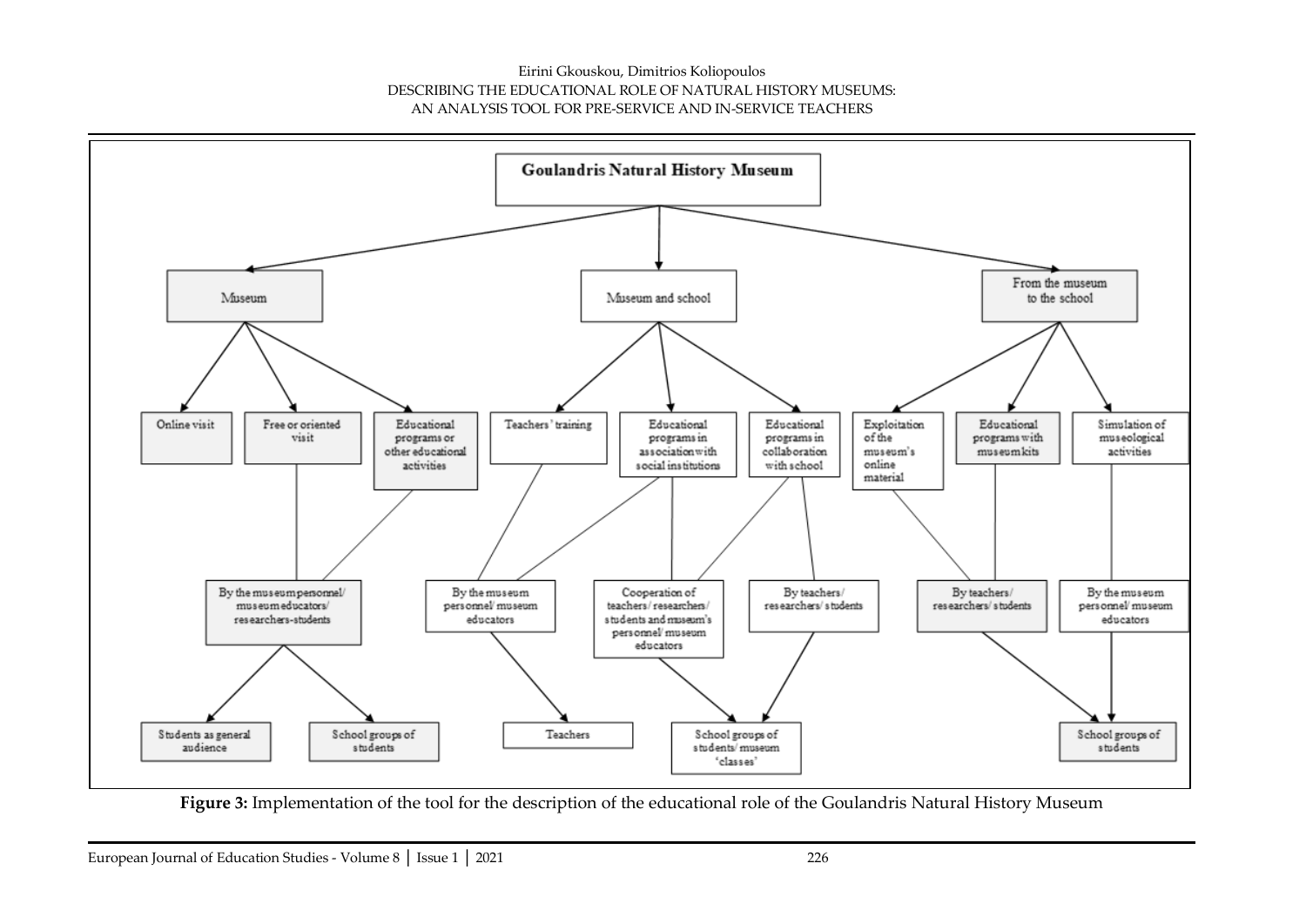**Goulandris Natural History Museum**

- **Museum**
  - Online visit
  - Free or oriented visit → By the museum personnel/ museum educators/ researchers-students
  - Educational programs or other educational activities → By the museum personnel/ museum educators/ researchers-students
    - By the museum personnel/ museum educators/ researchers-students → Students as general audience
    - By the museum personnel/ museum educators/ researchers-students → School groups of students
- **Museum and school**
  - Teachers' training → By the museum personnel/ museum educators → Teachers
  - Educational programs in association with social institutions → By the museum personnel/ museum educators
  - Educational programs in association with social institutions → Cooperation of teachers/ researchers/ students and museum's personnel/ museum educators
  - Educational programs in collaboration with school → Cooperation of teachers/ researchers/ students and museum's personnel/ museum educators → School groups of students/ museum 'classes'
  - Educational programs in collaboration with school → By teachers/ researchers/ students → School groups of students/ museum 'classes'
- **From the museum to the school**
  - Exploitation of the museum's online material → By teachers/ researchers/ students
  - Educational programs with museum kits → By teachers/ researchers/ students → School groups of students
  - Simulation of museological activities → By the museum personnel/ museum educators → School groups of students

**Figure 3:** Implementation of the tool for the description of the educational role of the Goulandris Natural History Museum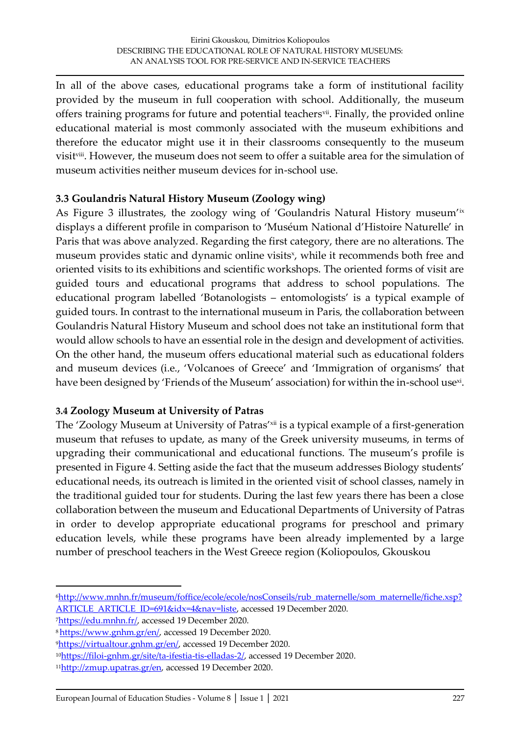In all of the above cases, educational programs take a form of institutional facility provided by the museum in full cooperation with school. Additionally, the museum offers training programs for future and potential teachers[vii]. Finally, the provided online educational material is most commonly associated with the museum exhibitions and therefore the educator might use it in their classrooms consequently to the museum visit[viii]. However, the museum does not seem to offer a suitable area for the simulation of museum activities neither museum devices for in-school use.

### 3.3 Goulandris Natural History Museum (Zoology wing)

As Figure 3 illustrates, the zoology wing of 'Goulandris Natural History museum'[ix] displays a different profile in comparison to 'Muséum National d'Histoire Naturelle' in Paris that was above analyzed. Regarding the first category, there are no alterations. The museum provides static and dynamic online visits[x], while it recommends both free and oriented visits to its exhibitions and scientific workshops. The oriented forms of visit are guided tours and educational programs that address to school populations. The educational program labelled 'Botanologists – entomologists' is a typical example of guided tours. In contrast to the international museum in Paris, the collaboration between Goulandris Natural History Museum and school does not take an institutional form that would allow schools to have an essential role in the design and development of activities. On the other hand, the museum offers educational material such as educational folders and museum devices (i.e., 'Volcanoes of Greece' and 'Immigration of organisms' that have been designed by 'Friends of the Museum' association) for within the in-school use[xi].

### 3.4 Zoology Museum at University of Patras

The 'Zoology Museum at University of Patras'[xii] is a typical example of a first-generation museum that refuses to update, as many of the Greek university museums, in terms of upgrading their communicational and educational functions. The museum's profile is presented in Figure 4. Setting aside the fact that the museum addresses Biology students' educational needs, its outreach is limited in the oriented visit of school classes, namely in the traditional guided tour for students. During the last few years there has been a close collaboration between the museum and Educational Departments of University of Patras in order to develop appropriate educational programs for preschool and primary education levels, while these programs have been already implemented by a large number of preschool teachers in the West Greece region (Koliopoulos, Gkouskou

---

[6] http://www.mnhn.fr/museum/foffice/ecole/ecole/nosConseils/rub_maternelle/som_maternelle/fiche.xsp?ARTICLE_ARTICLE_ID=691&idx=4&nav=liste, accessed 19 December 2020.

[7] https://edu.mnhn.fr/, accessed 19 December 2020.

[8] https://www.gnhm.gr/en/, accessed 19 December 2020.

[9] https://virtualtour.gnhm.gr/en/, accessed 19 December 2020.

[10] https://filoi-gnhm.gr/site/ta-ifestia-tis-elladas-2/, accessed 19 December 2020.

[11] http://zmup.upatras.gr/en, accessed 19 December 2020.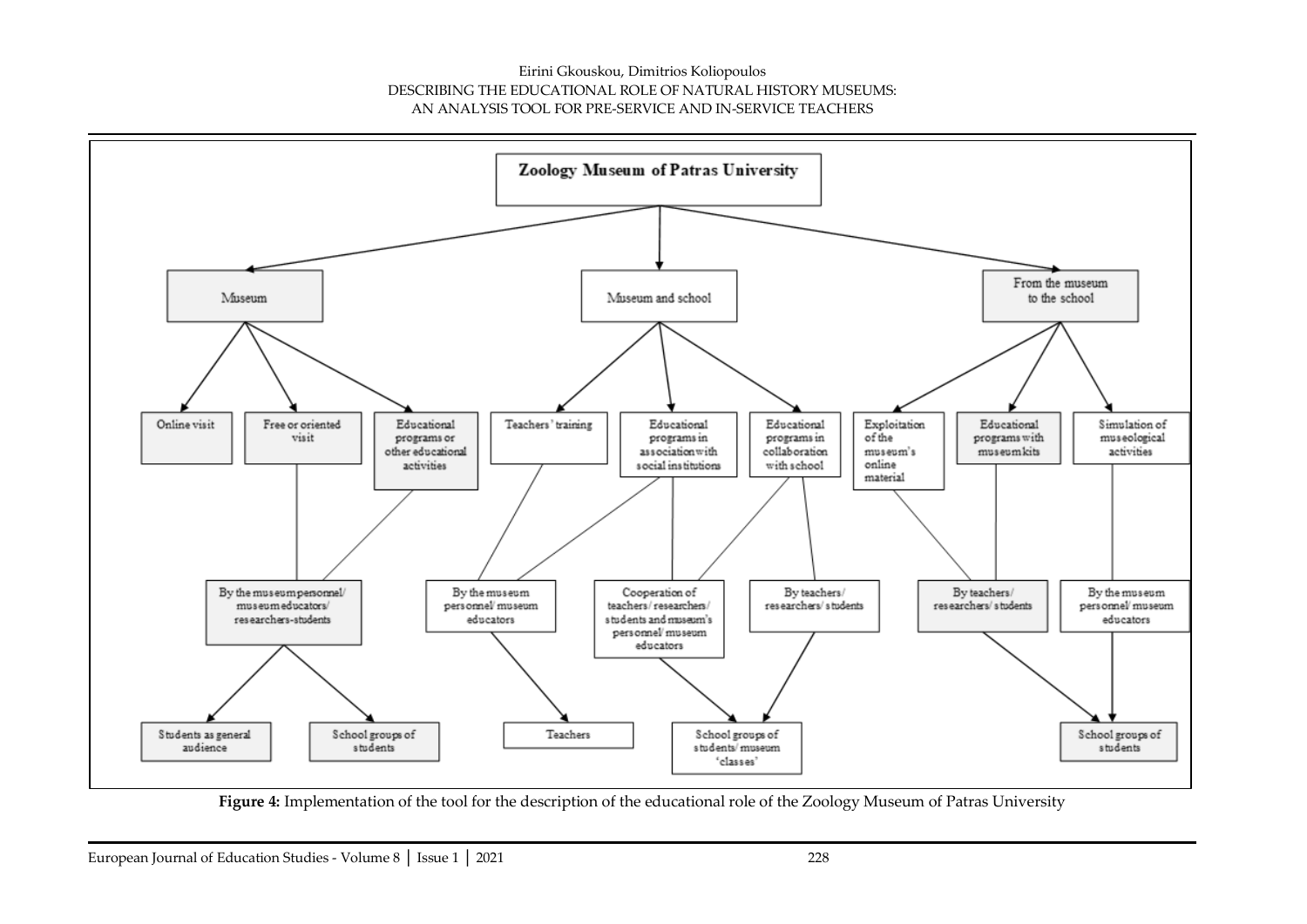**Zoology Museum of Patras University**

- Museum
  - Online visit
  - Free or oriented visit
  - Educational programs or other educational activities
    - By the museum personnel/ museum educators/ researchers-students
      - Students as general audience
      - School groups of students
- Museum and school
  - Teachers' training
  - Educational programs in association with social institutions
  - Educational programs in collaboration with school
    - By the museum personnel/ museum educators
      - Teachers
    - Cooperation of teachers/ researchers/ students and museum's personnel/ museum educators
    - By teachers/ researchers/ students
      - School groups of students/ museum 'classes'
- From the museum to the school
  - Exploitation of the museum's online material
  - Educational programs with museum kits
  - Simulation of museological activities
    - By teachers/ researchers/ students
    - By the museum personnel/ museum educators
      - School groups of students

**Figure 4:** Implementation of the tool for the description of the educational role of the Zoology Museum of Patras University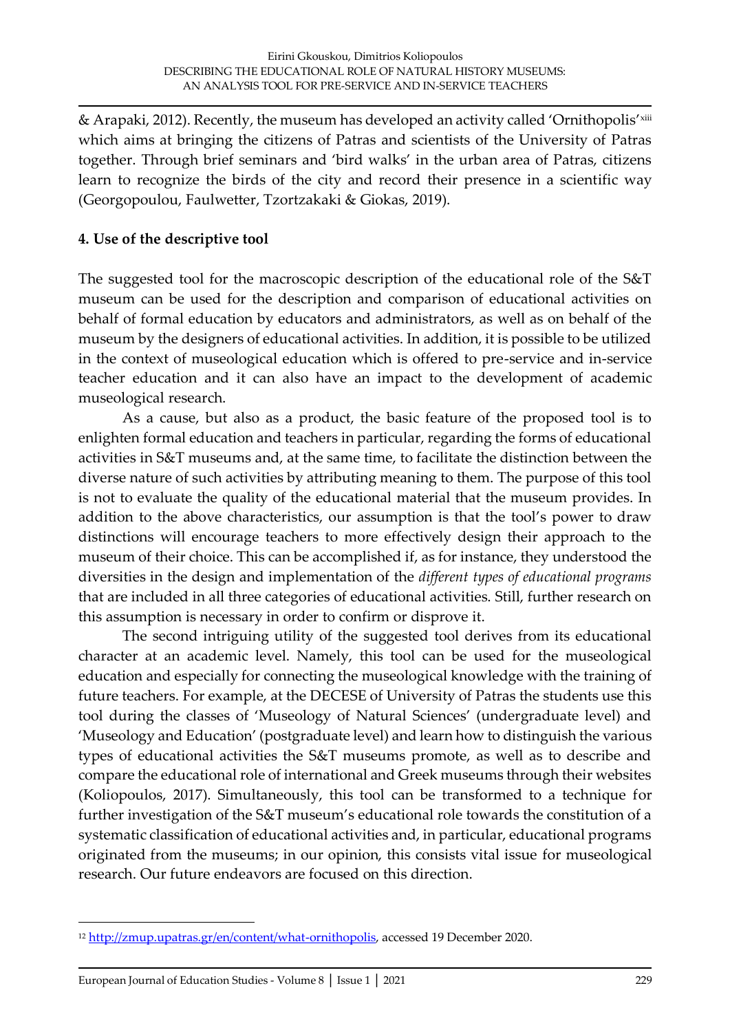& Arapaki, 2012). Recently, the museum has developed an activity called 'Ornithopolis'[xiii] which aims at bringing the citizens of Patras and scientists of the University of Patras together. Through brief seminars and 'bird walks' in the urban area of Patras, citizens learn to recognize the birds of the city and record their presence in a scientific way (Georgopoulou, Faulwetter, Tzortzakaki & Giokas, 2019).

## 4. Use of the descriptive tool

The suggested tool for the macroscopic description of the educational role of the S&T museum can be used for the description and comparison of educational activities on behalf of formal education by educators and administrators, as well as on behalf of the museum by the designers of educational activities. In addition, it is possible to be utilized in the context of museological education which is offered to pre-service and in-service teacher education and it can also have an impact to the development of academic museological research.

As a cause, but also as a product, the basic feature of the proposed tool is to enlighten formal education and teachers in particular, regarding the forms of educational activities in S&T museums and, at the same time, to facilitate the distinction between the diverse nature of such activities by attributing meaning to them. The purpose of this tool is not to evaluate the quality of the educational material that the museum provides. In addition to the above characteristics, our assumption is that the tool's power to draw distinctions will encourage teachers to more effectively design their approach to the museum of their choice. This can be accomplished if, as for instance, they understood the diversities in the design and implementation of the *different types of educational programs* that are included in all three categories of educational activities. Still, further research on this assumption is necessary in order to confirm or disprove it.

The second intriguing utility of the suggested tool derives from its educational character at an academic level. Namely, this tool can be used for the museological education and especially for connecting the museological knowledge with the training of future teachers. For example, at the DECESE of University of Patras the students use this tool during the classes of 'Museology of Natural Sciences' (undergraduate level) and 'Museology and Education' (postgraduate level) and learn how to distinguish the various types of educational activities the S&T museums promote, as well as to describe and compare the educational role of international and Greek museums through their websites (Koliopoulos, 2017). Simultaneously, this tool can be transformed to a technique for further investigation of the S&T museum's educational role towards the constitution of a systematic classification of educational activities and, in particular, educational programs originated from the museums; in our opinion, this consists vital issue for museological research. Our future endeavors are focused on this direction.

---

[12] http://zmup.upatras.gr/en/content/what-ornithopolis, accessed 19 December 2020.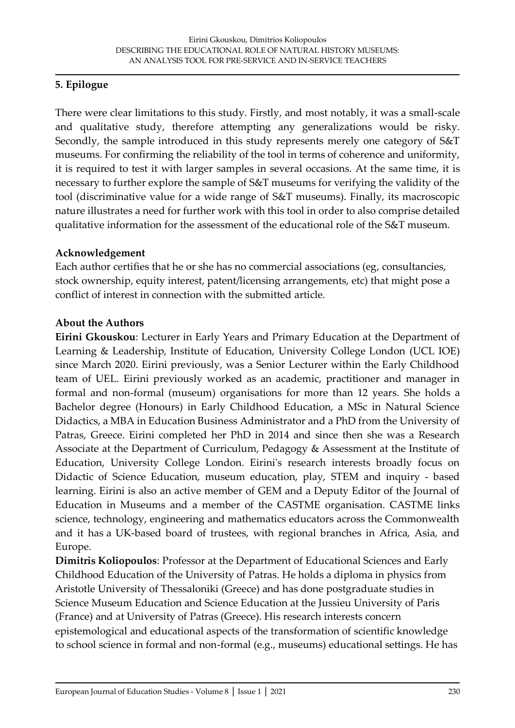## 5. Epilogue

There were clear limitations to this study. Firstly, and most notably, it was a small-scale and qualitative study, therefore attempting any generalizations would be risky. Secondly, the sample introduced in this study represents merely one category of S&T museums. For confirming the reliability of the tool in terms of coherence and uniformity, it is required to test it with larger samples in several occasions. At the same time, it is necessary to further explore the sample of S&T museums for verifying the validity of the tool (discriminative value for a wide range of S&T museums). Finally, its macroscopic nature illustrates a need for further work with this tool in order to also comprise detailed qualitative information for the assessment of the educational role of the S&T museum.

### Acknowledgement

Each author certifies that he or she has no commercial associations (eg, consultancies, stock ownership, equity interest, patent/licensing arrangements, etc) that might pose a conflict of interest in connection with the submitted article.

### About the Authors

**Eirini Gkouskou**: Lecturer in Early Years and Primary Education at the Department of Learning & Leadership, Institute of Education, University College London (UCL IOE) since March 2020. Eirini previously, was a Senior Lecturer within the Early Childhood team of UEL. Eirini previously worked as an academic, practitioner and manager in formal and non-formal (museum) organisations for more than 12 years. She holds a Bachelor degree (Honours) in Early Childhood Education, a MSc in Natural Science Didactics, a MBA in Education Business Administrator and a PhD from the University of Patras, Greece. Eirini completed her PhD in 2014 and since then she was a Research Associate at the Department of Curriculum, Pedagogy & Assessment at the Institute of Education, University College London. Eirini's research interests broadly focus on Didactic of Science Education, museum education, play, STEM and inquiry - based learning. Eirini is also an active member of GEM and a Deputy Editor of the Journal of Education in Museums and a member of the CASTME organisation. CASTME links science, technology, engineering and mathematics educators across the Commonwealth and it has a UK-based board of trustees, with regional branches in Africa, Asia, and Europe.

**Dimitris Koliopoulos**: Professor at the Department of Educational Sciences and Early Childhood Education of the University of Patras. He holds a diploma in physics from Aristotle University of Thessaloniki (Greece) and has done postgraduate studies in Science Museum Education and Science Education at the Jussieu University of Paris (France) and at University of Patras (Greece). His research interests concern epistemological and educational aspects of the transformation of scientific knowledge to school science in formal and non-formal (e.g., museums) educational settings. He has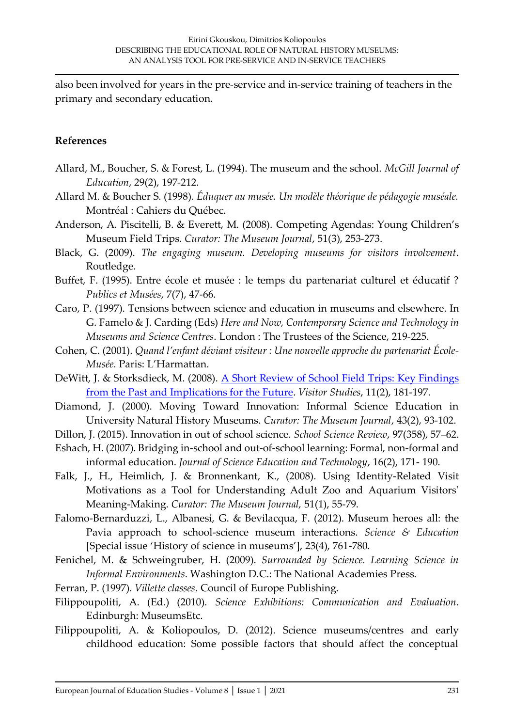also been involved for years in the pre-service and in-service training of teachers in the primary and secondary education.

**References**

Allard, M., Boucher, S. & Forest, L. (1994). The museum and the school. *McGill Journal of Education*, 29(2), 197-212.

Allard M. & Boucher S. (1998). *Éduquer au musée. Un modèle théorique de pédagogie muséale.* Montréal : Cahiers du Québec.

Anderson, A. Piscitelli, B. & Everett, M. (2008). Competing Agendas: Young Children's Museum Field Trips. *Curator: The Museum Journal*, 51(3), 253-273.

Black, G. (2009). *The engaging museum. Developing museums for visitors involvement*. Routledge.

Buffet, F. (1995). Entre école et musée : le temps du partenariat culturel et éducatif ? *Publics et Musées*, 7(7), 47-66.

Caro, P. (1997). Tensions between science and education in museums and elsewhere. In G. Famelo & J. Carding (Eds) *Here and Now, Contemporary Science and Technology in Museums and Science Centres*. London : The Trustees of the Science, 219-225.

Cohen, C. (2001). *Quand l'enfant déviant visiteur : Une nouvelle approche du partenariat École-Musée*. Paris: L'Harmattan.

DeWitt, J. & Storksdieck, M. (2008). A Short Review of School Field Trips: Key Findings from the Past and Implications for the Future. *Visitor Studies*, 11(2), 181-197.

Diamond, J. (2000). Moving Toward Innovation: Informal Science Education in University Natural History Museums. *Curator: The Museum Journal*, 43(2), 93-102.

Dillon, J. (2015). Innovation in out of school science. *School Science Review*, 97(358), 57–62.

Eshach, H. (2007). Bridging in-school and out-of-school learning: Formal, non-formal and informal education. *Journal of Science Education and Technology*, 16(2), 171- 190.

Falk, J., H., Heimlich, J. & Bronnenkant, K., (2008). Using Identity-Related Visit Motivations as a Tool for Understanding Adult Zoo and Aquarium Visitors' Meaning-Making. *Curator: The Museum Journal,* 51(1), 55-79.

Falomo-Bernarduzzi, L., Albanesi, G. & Bevilacqua, F. (2012). Museum heroes all: the Pavia approach to school-science museum interactions. *Science & Education* [Special issue 'History of science in museums'], 23(4), 761-780.

Fenichel, M. & Schweingruber, H. (2009). *Surrounded by Science. Learning Science in Informal Environments*. Washington D.C.: The National Academies Press.

Ferran, P. (1997). *Villette classes*. Council of Europe Publishing.

Filippoupoliti, A. (Ed.) (2010). *Science Exhibitions: Communication and Evaluation*. Edinburgh: MuseumsEtc.

Filippoupoliti, A. & Koliopoulos, D. (2012). Science museums/centres and early childhood education: Some possible factors that should affect the conceptual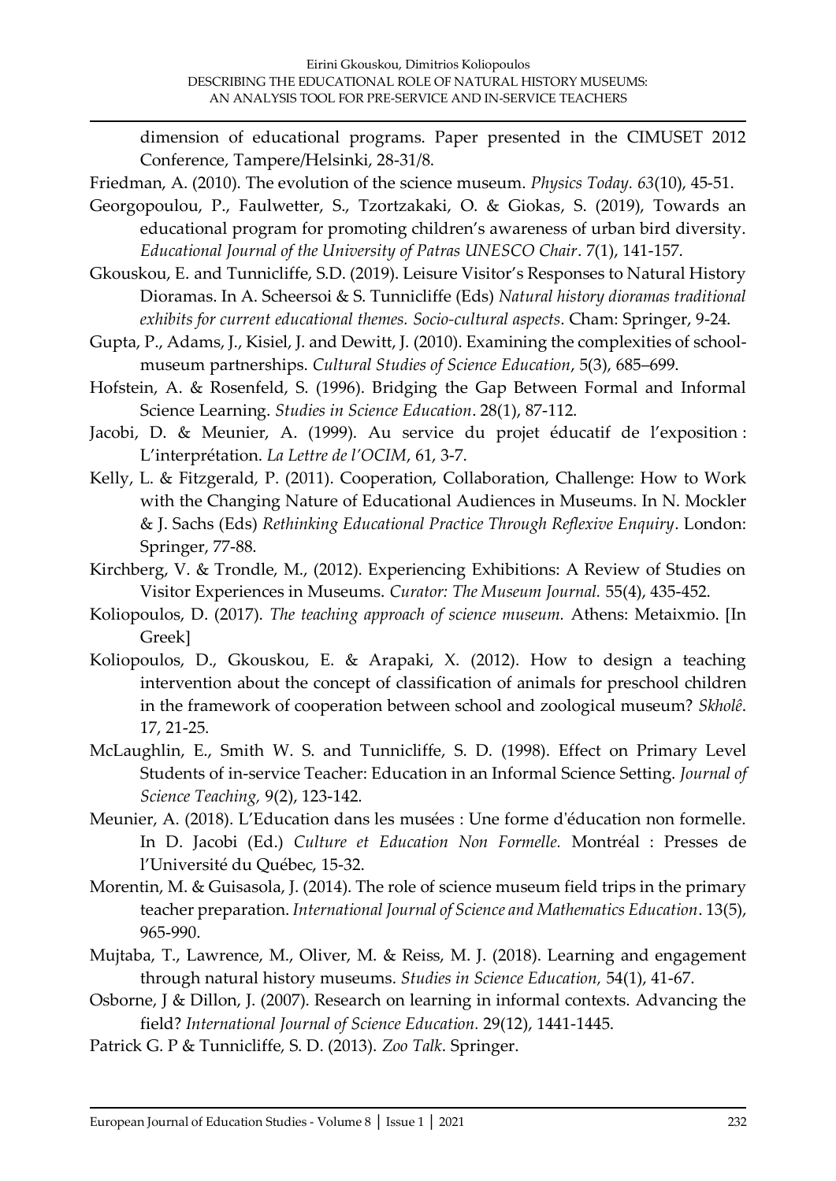dimension of educational programs. Paper presented in the CIMUSET 2012 Conference, Tampere/Helsinki, 28-31/8.

Friedman, A. (2010). The evolution of the science museum. *Physics Today. 63*(10), 45-51.

Georgopoulou, P., Faulwetter, S., Tzortzakaki, O. & Giokas, S. (2019), Towards an educational program for promoting children's awareness of urban bird diversity. *Educational Journal of the University of Patras UNESCO Chair*. 7(1), 141-157.

Gkouskou, E. and Tunnicliffe, S.D. (2019). Leisure Visitor's Responses to Natural History Dioramas. In A. Scheersoi & S. Tunnicliffe (Eds) *Natural history dioramas traditional exhibits for current educational themes. Socio-cultural aspects*. Cham: Springer, 9-24.

Gupta, P., Adams, J., Kisiel, J. and Dewitt, J. (2010). Examining the complexities of school-museum partnerships. *Cultural Studies of Science Education*, 5(3), 685–699.

Hofstein, A. & Rosenfeld, S. (1996). Bridging the Gap Between Formal and Informal Science Learning. *Studies in Science Education*. 28(1), 87-112.

Jacobi, D. & Meunier, A. (1999). Au service du projet éducatif de l'exposition : L'interprétation. *La Lettre de l'OCIM*, 61, 3-7.

Kelly, L. & Fitzgerald, P. (2011). Cooperation, Collaboration, Challenge: How to Work with the Changing Nature of Educational Audiences in Museums. In N. Mockler & J. Sachs (Eds) *Rethinking Educational Practice Through Reflexive Enquiry*. London: Springer, 77-88.

Kirchberg, V. & Trondle, M., (2012). Experiencing Exhibitions: A Review of Studies on Visitor Experiences in Museums. *Curator: The Museum Journal.* 55(4), 435-452.

Koliopoulos, D. (2017). *The teaching approach of science museum.* Athens: Metaixmio. [In Greek]

Koliopoulos, D., Gkouskou, E. & Arapaki, X. (2012). How to design a teaching intervention about the concept of classification of animals for preschool children in the framework of cooperation between school and zoological museum? *Skholê*. 17, 21-25.

McLaughlin, E., Smith W. S. and Tunnicliffe, S. D. (1998). Effect on Primary Level Students of in-service Teacher: Education in an Informal Science Setting. *Journal of Science Teaching,* 9(2), 123-142.

Meunier, A. (2018). L'Education dans les musées : Une forme d'éducation non formelle. In D. Jacobi (Ed.) *Culture et Education Non Formelle.* Montréal : Presses de l'Université du Québec, 15-32.

Morentin, M. & Guisasola, J. (2014). The role of science museum field trips in the primary teacher preparation. *International Journal of Science and Mathematics Education*. 13(5), 965-990.

Mujtaba, T., Lawrence, M., Oliver, M. & Reiss, M. J. (2018). Learning and engagement through natural history museums. *Studies in Science Education,* 54(1), 41-67.

Osborne, J & Dillon, J. (2007). Research on learning in informal contexts. Advancing the field? *International Journal of Science Education.* 29(12), 1441-1445.

Patrick G. P & Tunnicliffe, S. D. (2013). *Zoo Talk*. Springer.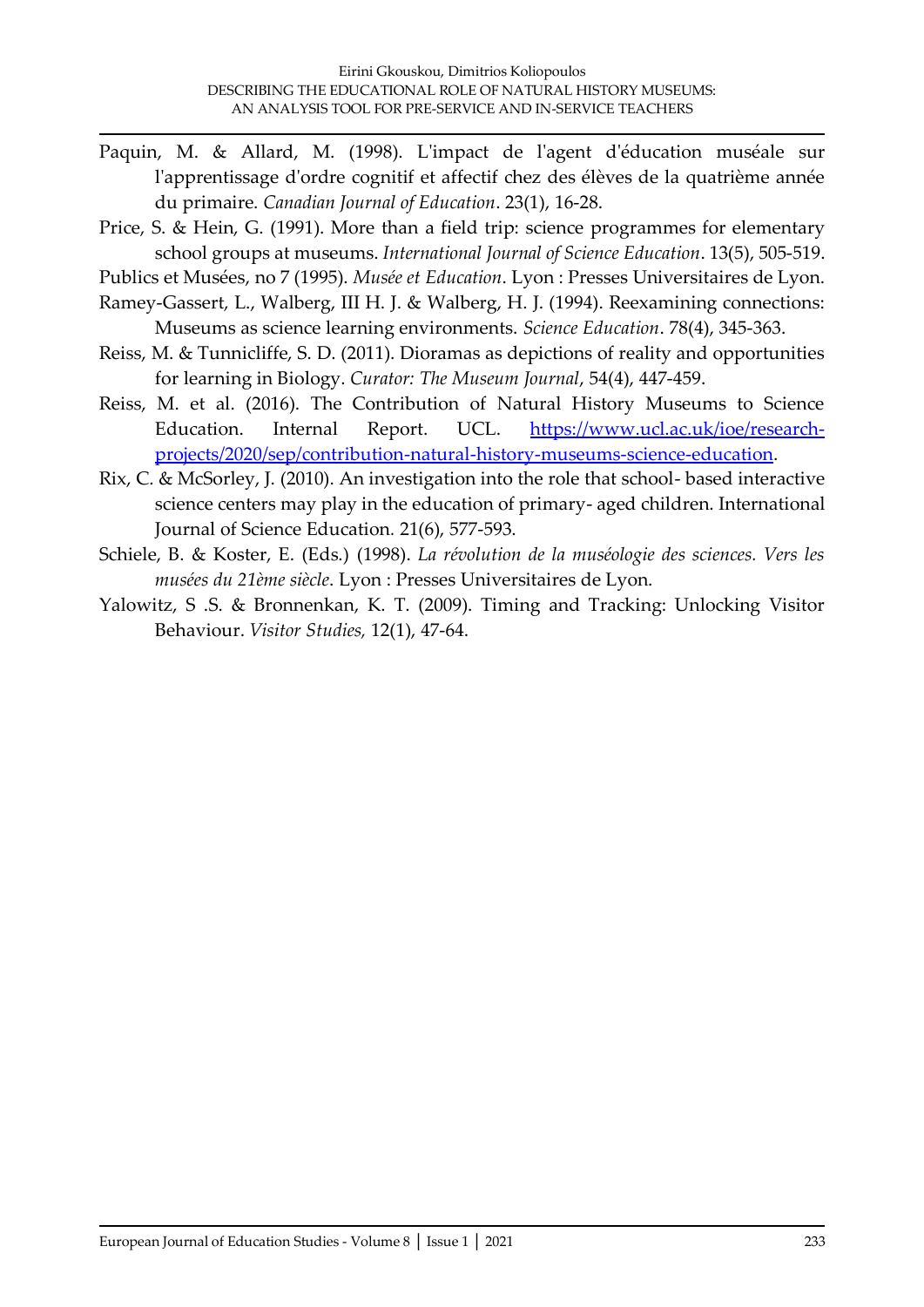Paquin, M. & Allard, M. (1998). L'impact de l'agent d'éducation muséale sur l'apprentissage d'ordre cognitif et affectif chez des élèves de la quatrième année du primaire. *Canadian Journal of Education*. 23(1), 16-28.

Price, S. & Hein, G. (1991). More than a field trip: science programmes for elementary school groups at museums. *International Journal of Science Education*. 13(5), 505-519.

Publics et Musées, no 7 (1995). *Musée et Education*. Lyon : Presses Universitaires de Lyon.

Ramey-Gassert, L., Walberg, III H. J. & Walberg, H. J. (1994). Reexamining connections: Museums as science learning environments. *Science Education*. 78(4), 345-363.

Reiss, M. & Tunnicliffe, S. D. (2011). Dioramas as depictions of reality and opportunities for learning in Biology. *Curator: The Museum Journal*, 54(4), 447-459.

Reiss, M. et al. (2016). The Contribution of Natural History Museums to Science Education. Internal Report. UCL. [https://www.ucl.ac.uk/ioe/research-projects/2020/sep/contribution-natural-history-museums-science-education](https://www.ucl.ac.uk/ioe/research-projects/2020/sep/contribution-natural-history-museums-science-education).

Rix, C. & McSorley, J. (2010). An investigation into the role that school- based interactive science centers may play in the education of primary- aged children. International Journal of Science Education. 21(6), 577-593.

Schiele, B. & Koster, E. (Eds.) (1998). *La révolution de la muséologie des sciences. Vers les musées du 21ème siècle*. Lyon : Presses Universitaires de Lyon.

Yalowitz, S .S. & Bronnenkan, K. T. (2009). Timing and Tracking: Unlocking Visitor Behaviour. *Visitor Studies,* 12(1), 47-64.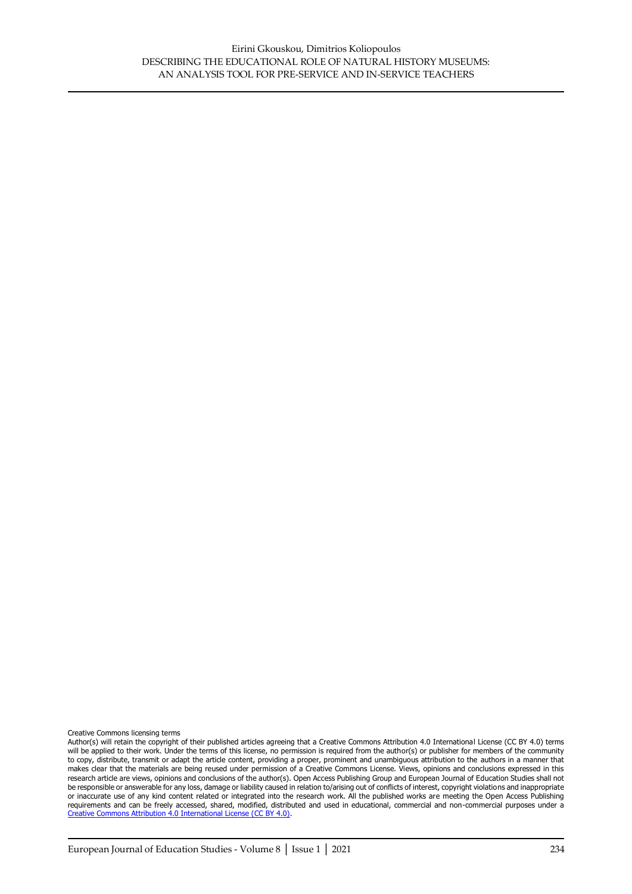Creative Commons licensing terms

Author(s) will retain the copyright of their published articles agreeing that a Creative Commons Attribution 4.0 International License (CC BY 4.0) terms will be applied to their work. Under the terms of this license, no permission is required from the author(s) or publisher for members of the community to copy, distribute, transmit or adapt the article content, providing a proper, prominent and unambiguous attribution to the authors in a manner that makes clear that the materials are being reused under permission of a Creative Commons License. Views, opinions and conclusions expressed in this research article are views, opinions and conclusions of the author(s). Open Access Publishing Group and European Journal of Education Studies shall not be responsible or answerable for any loss, damage or liability caused in relation to/arising out of conflicts of interest, copyright violations and inappropriate or inaccurate use of any kind content related or integrated into the research work. All the published works are meeting the Open Access Publishing requirements and can be freely accessed, shared, modified, distributed and used in educational, commercial and non-commercial purposes under a Creative Commons Attribution 4.0 International License (CC BY 4.0).